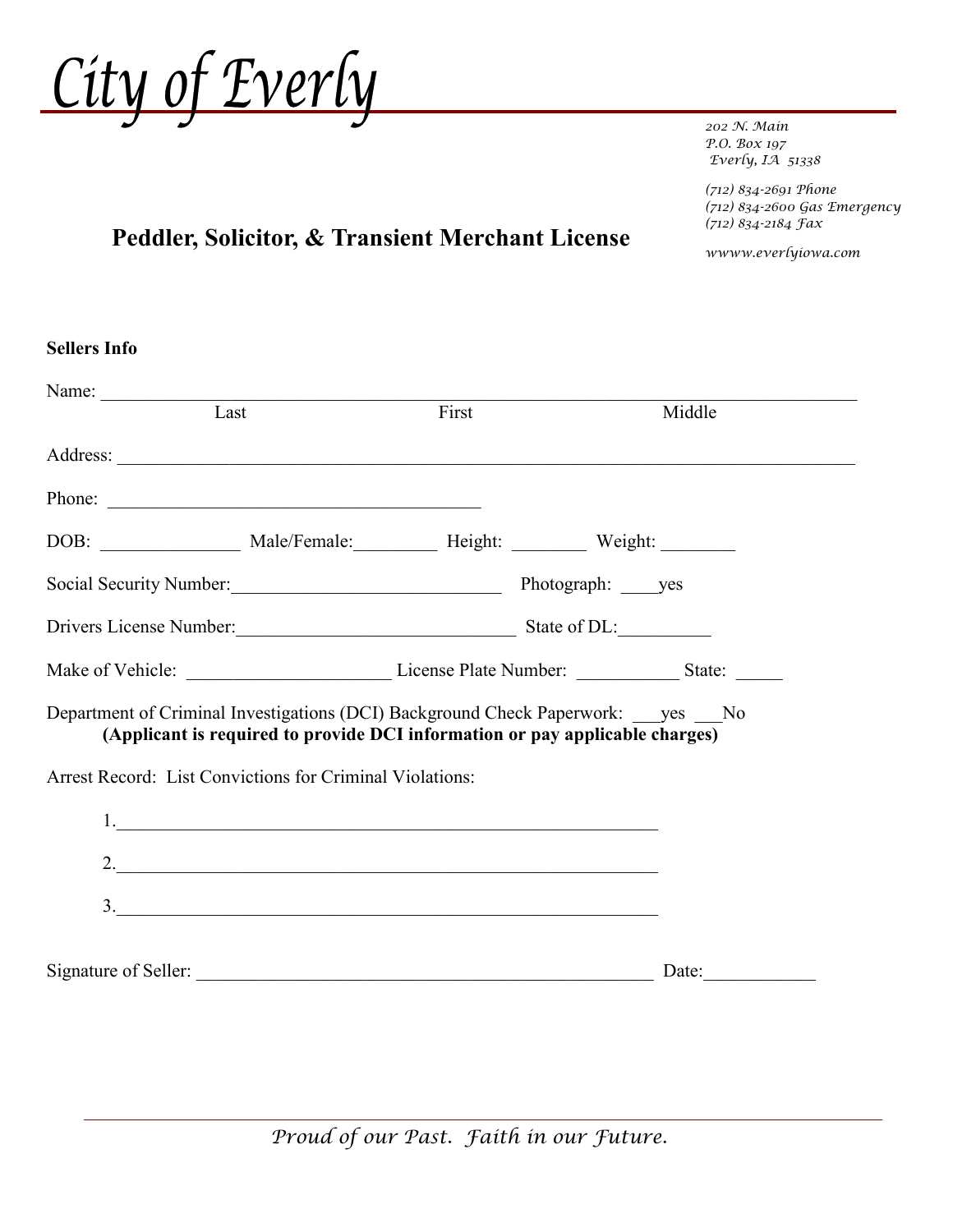# City of Everly

*202 N. Main*
*P.O. Box 197*
*Everly, IA 51338*

*(712) 834-2691 Phone*
*(712) 834-2600 Gas Emergency*
*(712) 834-2184 Fax*

*wwww.everlyiowa.com*

## Peddler, Solicitor, & Transient Merchant License

**Sellers Info**

Name: ______________________________________________________________________________
Last First Middle

Address: ____________________________________________________________________________

Phone: ________________________________________

DOB: _______________ Male/Female:_________ Height: ________ Weight: ________

Social Security Number:_____________________________ Photograph: ____yes

Drivers License Number:______________________________ State of DL:__________

Make of Vehicle: ______________________ License Plate Number: ___________ State: _____

Department of Criminal Investigations (DCI) Background Check Paperwork: ___yes ___No
**(Applicant is required to provide DCI information or pay applicable charges)**

Arrest Record: List Convictions for Criminal Violations:

1.__________________________________________________________

2.__________________________________________________________

3.__________________________________________________________

Signature of Seller: ________________________________________________ Date:____________

*Proud of our Past. Faith in our Future.*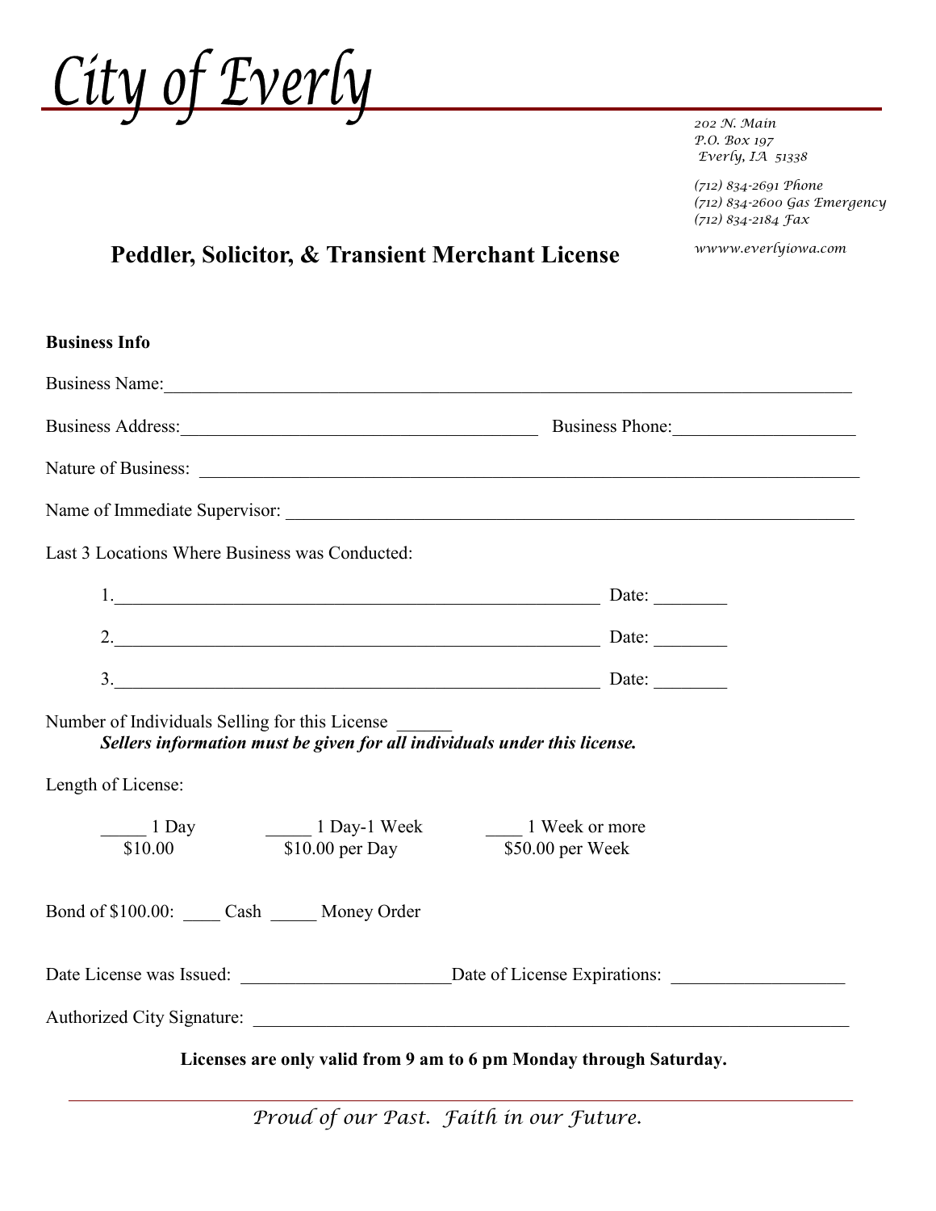# City of Everly

*202 N. Main*
*P.O. Box 197*
*Everly, IA 51338*

*(712) 834-2691 Phone*
*(712) 834-2600 Gas Emergency*
*(712) 834-2184 Fax*

*wwww.everlyiowa.com*

## Peddler, Solicitor, & Transient Merchant License

**Business Info**

Business Name:_______________________________________________________________________________

Business Address:_________________________________________ Business Phone:____________________

Nature of Business: ____________________________________________________________________________

Name of Immediate Supervisor: _________________________________________________________________

Last 3 Locations Where Business was Conducted:

1.________________________________________________________ Date: ________

2.________________________________________________________ Date: ________

3.________________________________________________________ Date: ________

Number of Individuals Selling for this License ______

***Sellers information must be given for all individuals under this license.***

Length of License:

| | | |
|---|---|---|
| _____ 1 Day | _____ 1 Day-1 Week | ____ 1 Week or more |
| $10.00 | $10.00 per Day | $50.00 per Week |

Bond of $100.00: ____ Cash _____ Money Order

Date License was Issued: _______________________ Date of License Expirations: __________________

Authorized City Signature: _____________________________________________________________________

**Licenses are only valid from 9 am to 6 pm Monday through Saturday.**

*Proud of our Past. Faith in our Future.*